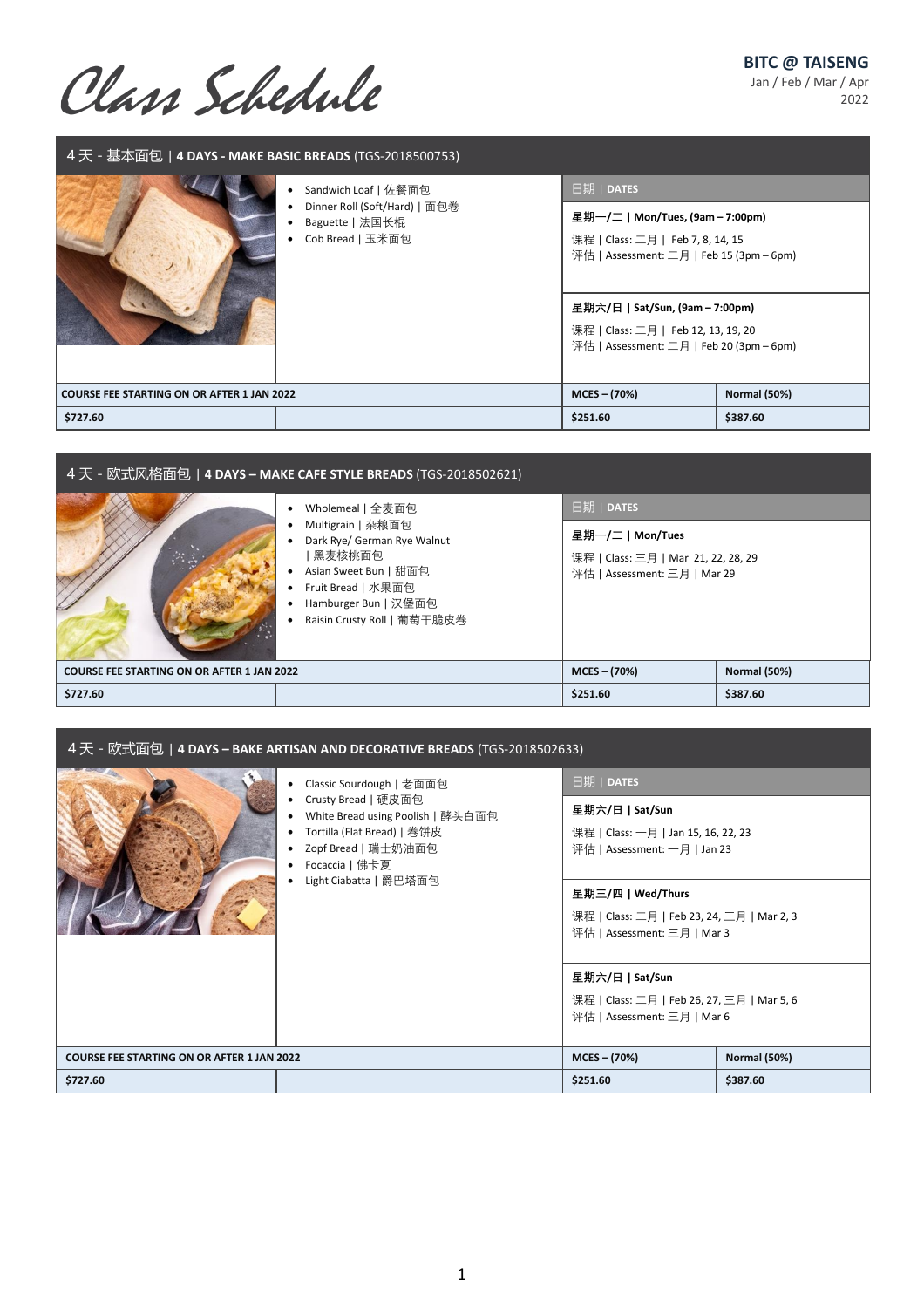# Class Schedule

**BITC @ TAISENG**
Jan / Feb / Mar / Apr
2022

## 4 天 - 基本面包 | 4 DAYS - MAKE BASIC BREADS (TGS-2018500753)

- Sandwich Loaf | 佐餐面包
- Dinner Roll (Soft/Hard) | 面包卷
- Baguette | 法国长棍
- Cob Bread | 玉米面包

**日期 | DATES**

**星期一/二 | Mon/Tues, (9am – 7:00pm)**
课程 | Class: 二月 | Feb 7, 8, 14, 15
评估 | Assessment: 二月 | Feb 15 (3pm – 6pm)

**星期六/日 | Sat/Sun, (9am – 7:00pm)**
课程 | Class: 二月 | Feb 12, 13, 19, 20
评估 | Assessment: 二月 | Feb 20 (3pm – 6pm)

| COURSE FEE STARTING ON OR AFTER 1 JAN 2022 | | MCES – (70%) | Normal (50%) |
|---|---|---|---|
| $727.60 | | $251.60 | $387.60 |

## 4 天 - 欧式风格面包 | 4 DAYS – MAKE CAFE STYLE BREADS (TGS-2018502621)

- Wholemeal | 全麦面包
- Multigrain | 杂粮面包
- Dark Rye/ German Rye Walnut | 黑麦核桃面包
- Asian Sweet Bun | 甜面包
- Fruit Bread | 水果面包
- Hamburger Bun | 汉堡面包
- Raisin Crusty Roll | 葡萄干脆皮卷

**日期 | DATES**

**星期一/二 | Mon/Tues**
课程 | Class: 三月 | Mar 21, 22, 28, 29
评估 | Assessment: 三月 | Mar 29

| COURSE FEE STARTING ON OR AFTER 1 JAN 2022 | | MCES – (70%) | Normal (50%) |
|---|---|---|---|
| $727.60 | | $251.60 | $387.60 |

## 4 天 - 欧式面包 | 4 DAYS – BAKE ARTISAN AND DECORATIVE BREADS (TGS-2018502633)

- Classic Sourdough | 老面面包
- Crusty Bread | 硬皮面包
- White Bread using Poolish | 酵头白面包
- Tortilla (Flat Bread) | 卷饼皮
- Zopf Bread | 瑞士奶油面包
- Focaccia | 佛卡夏
- Light Ciabatta | 爵巴塔面包

**日期 | DATES**

**星期六/日 | Sat/Sun**
课程 | Class: 一月 | Jan 15, 16, 22, 23
评估 | Assessment: 一月 | Jan 23

**星期三/四 | Wed/Thurs**
课程 | Class: 二月 | Feb 23, 24, 三月 | Mar 2, 3
评估 | Assessment: 三月 | Mar 3

**星期六/日 | Sat/Sun**
课程 | Class: 二月 | Feb 26, 27, 三月 | Mar 5, 6
评估 | Assessment: 三月 | Mar 6

| COURSE FEE STARTING ON OR AFTER 1 JAN 2022 | | MCES – (70%) | Normal (50%) |
|---|---|---|---|
| $727.60 | | $251.60 | $387.60 |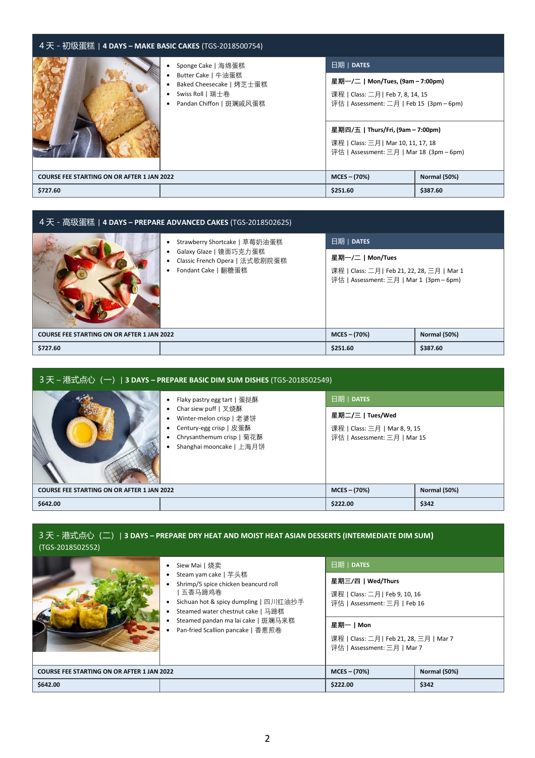## 4 天 - 初级蛋糕 | 4 DAYS – MAKE BASIC CAKES (TGS-2018500754)

- Sponge Cake | 海绵蛋糕
- Butter Cake | 牛油蛋糕
- Baked Cheesecake | 烤芝士蛋糕
- Swiss Roll | 瑞士卷
- Pandan Chiffon | 斑斓戚风蛋糕

**日期 | DATES**

**星期一/二 | Mon/Tues, (9am – 7:00pm)**

课程 | Class: 二月 | Feb 7, 8, 14, 15
评估 | Assessment: 二月 | Feb 15 (3pm – 6pm)

**星期四/五 | Thurs/Fri, (9am – 7:00pm)**

课程 | Class: 三月 | Mar 10, 11, 17, 18
评估 | Assessment: 三月 | Mar 18 (3pm – 6pm)

| COURSE FEE STARTING ON OR AFTER 1 JAN 2022 | | MCES – (70%) | Normal (50%) |
|---|---|---|---|
| $727.60 | | $251.60 | $387.60 |

## 4 天 - 高级蛋糕 | 4 DAYS – PREPARE ADVANCED CAKES (TGS-2018502625)

- Strawberry Shortcake | 草莓奶油蛋糕
- Galaxy Glaze | 镜面巧克力蛋糕
- Classic French Opera | 法式歌剧院蛋糕
- Fondant Cake | 翻糖蛋糕

**日期 | DATES**

**星期一/二 | Mon/Tues**

课程 | Class: 二月 | Feb 21, 22, 28, 三月 | Mar 1
评估 | Assessment: 三月 | Mar 1 (3pm – 6pm)

| COURSE FEE STARTING ON OR AFTER 1 JAN 2022 | | MCES – (70%) | Normal (50%) |
|---|---|---|---|
| $727.60 | | $251.60 | $387.60 |

## 3 天 – 港式点心（一）| 3 DAYS – PREPARE BASIC DIM SUM DISHES (TGS-2018502549)

- Flaky pastry egg tart | 蛋挞酥
- Char siew puff | 叉烧酥
- Winter-melon crisp | 老婆饼
- Century-egg crisp | 皮蛋酥
- Chrysanthemum crisp | 菊花酥
- Shanghai mooncake | 上海月饼

**日期 | DATES**

**星期二/三 | Tues/Wed**

课程 | Class: 三月 | Mar 8, 9, 15
评估 | Assessment: 三月 | Mar 15

| COURSE FEE STARTING ON OR AFTER 1 JAN 2022 | | MCES – (70%) | Normal (50%) |
|---|---|---|---|
| $642.00 | | $222.00 | $342 |

## 3 天 - 港式点心（二）| 3 DAYS – PREPARE DRY HEAT AND MOIST HEAT ASIAN DESSERTS (INTERMEDIATE DIM SUM) (TGS-2018502552)

- Siew Mai | 烧卖
- Steam yam cake | 芋头糕
- Shrimp/5 spice chicken beancurd roll | 五香马蹄鸡卷
- Sichuan hot & spicy dumpling | 四川红油抄手
- Steamed water chestnut cake | 马蹄糕
- Steamed pandan ma lai cake | 斑斓马来糕
- Pan-fried Scallion pancake | 香葱煎卷

**日期 | DATES**

**星期三/四 | Wed/Thurs**

课程 | Class: 二月 | Feb 9, 10, 16
评估 | Assessment: 二月 | Feb 16

**星期一 | Mon**

课程 | Class: 二月 | Feb 21, 28, 三月 | Mar 7
评估 | Assessment: 三月 | Mar 7

| COURSE FEE STARTING ON OR AFTER 1 JAN 2022 | | MCES – (70%) | Normal (50%) |
|---|---|---|---|
| $642.00 | | $222.00 | $342 |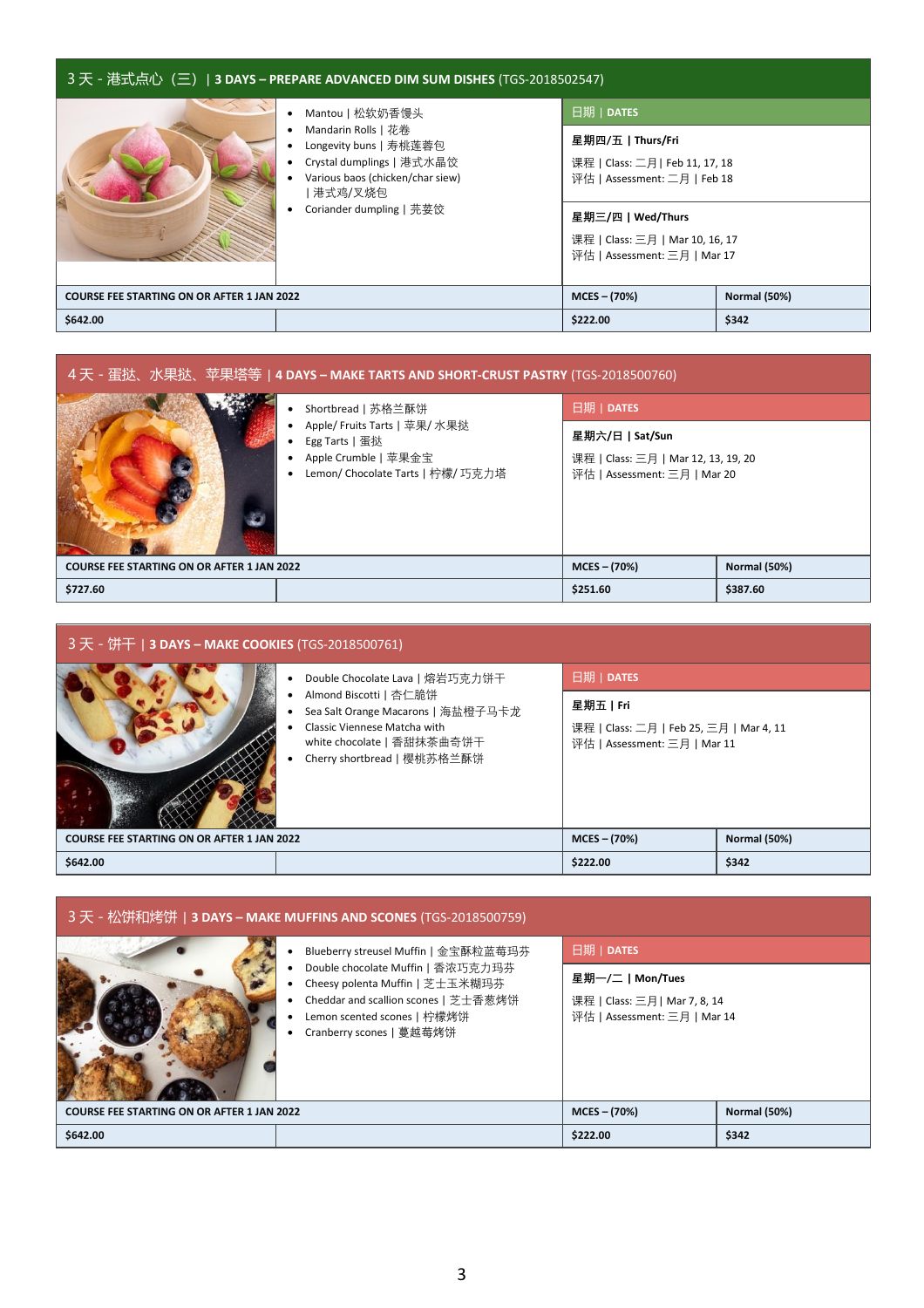## 3 天 - 港式点心（三）| 3 DAYS – PREPARE ADVANCED DIM SUM DISHES (TGS-2018502547)

- Mantou | 松软奶香馒头
- Mandarin Rolls | 花卷
- Longevity buns | 寿桃莲蓉包
- Crystal dumplings | 港式水晶饺
- Various baos (chicken/char siew) | 港式鸡/叉烧包
- Coriander dumpling | 芫荽饺

**日期 | DATES**

**星期四/五 | Thurs/Fri**

课程 | Class: 二月 | Feb 11, 17, 18
评估 | Assessment: 二月 | Feb 18

**星期三/四 | Wed/Thurs**

课程 | Class: 三月 | Mar 10, 16, 17
评估 | Assessment: 三月 | Mar 17

| COURSE FEE STARTING ON OR AFTER 1 JAN 2022 | | MCES – (70%) | Normal (50%) |
|---|---|---|---|
| $642.00 | | $222.00 | $342 |

## 4 天 - 蛋挞、水果挞、苹果塔等 | 4 DAYS – MAKE TARTS AND SHORT-CRUST PASTRY (TGS-2018500760)

- Shortbread | 苏格兰酥饼
- Apple/ Fruits Tarts | 苹果/ 水果挞
- Egg Tarts | 蛋挞
- Apple Crumble | 苹果金宝
- Lemon/ Chocolate Tarts | 柠檬/ 巧克力塔

**日期 | DATES**

**星期六/日 | Sat/Sun**

课程 | Class: 三月 | Mar 12, 13, 19, 20
评估 | Assessment: 三月 | Mar 20

| COURSE FEE STARTING ON OR AFTER 1 JAN 2022 | | MCES – (70%) | Normal (50%) |
|---|---|---|---|
| $727.60 | | $251.60 | $387.60 |

## 3 天 - 饼干 | 3 DAYS – MAKE COOKIES (TGS-2018500761)

- Double Chocolate Lava | 熔岩巧克力饼干
- Almond Biscotti | 杏仁脆饼
- Sea Salt Orange Macarons | 海盐橙子马卡龙
- Classic Viennese Matcha with white chocolate | 香甜抹茶曲奇饼干
- Cherry shortbread | 樱桃苏格兰酥饼

**日期 | DATES**

**星期五 | Fri**

课程 | Class: 二月 | Feb 25, 三月 | Mar 4, 11
评估 | Assessment: 三月 | Mar 11

| COURSE FEE STARTING ON OR AFTER 1 JAN 2022 | | MCES – (70%) | Normal (50%) |
|---|---|---|---|
| $642.00 | | $222.00 | $342 |

## 3 天 - 松饼和烤饼 | 3 DAYS – MAKE MUFFINS AND SCONES (TGS-2018500759)

- Blueberry streusel Muffin | 金宝酥粒蓝莓玛芬
- Double chocolate Muffin | 香浓巧克力玛芬
- Cheesy polenta Muffin | 芝士玉米糊玛芬
- Cheddar and scallion scones | 芝士香葱烤饼
- Lemon scented scones | 柠檬烤饼
- Cranberry scones | 蔓越莓烤饼

**日期 | DATES**

**星期一/二 | Mon/Tues**

课程 | Class: 三月 | Mar 7, 8, 14
评估 | Assessment: 三月 | Mar 14

| COURSE FEE STARTING ON OR AFTER 1 JAN 2022 | | MCES – (70%) | Normal (50%) |
|---|---|---|---|
| $642.00 | | $222.00 | $342 |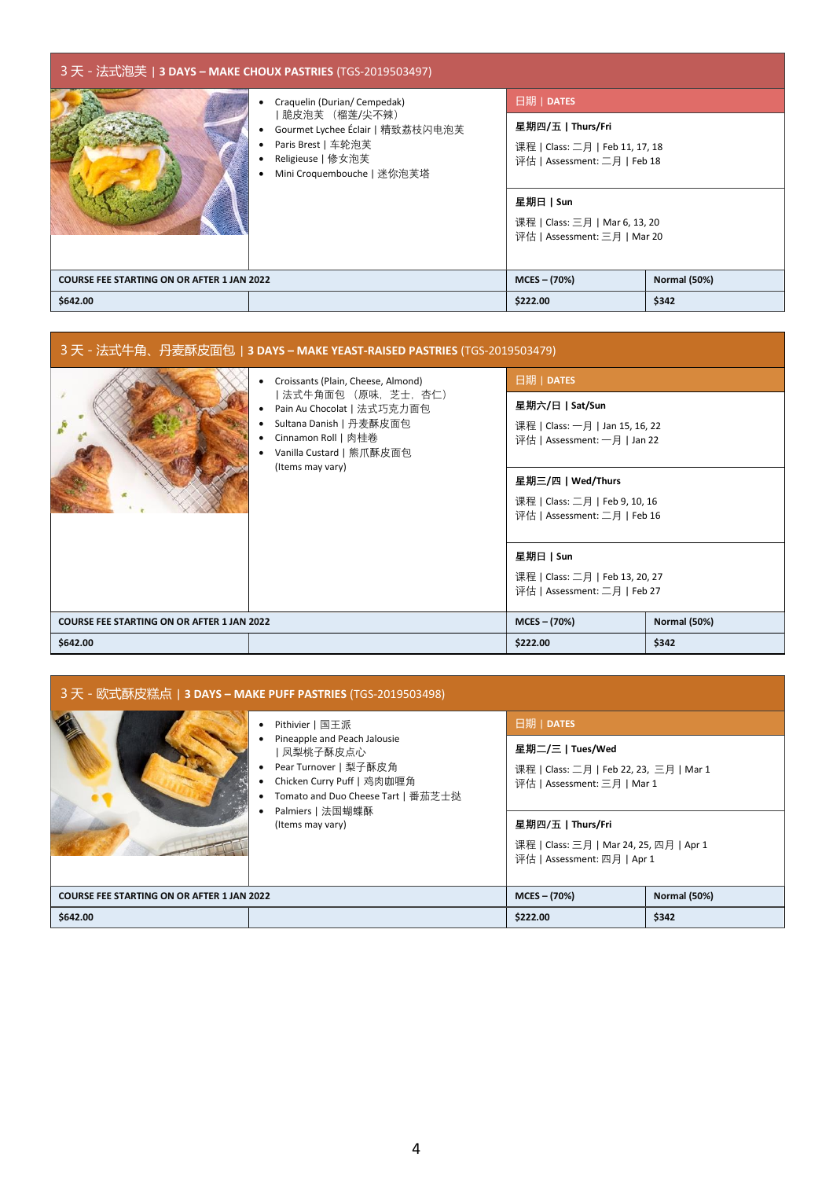## 3 天 - 法式泡芙 | 3 DAYS – MAKE CHOUX PASTRIES (TGS-2019503497)

- Craquelin (Durian/ Cempedak) | 脆皮泡芙 （榴莲/尖不辣）
- Gourmet Lychee Éclair | 精致荔枝闪电泡芙
- Paris Brest | 车轮泡芙
- Religieuse | 修女泡芙
- Mini Croquembouche | 迷你泡芙塔

**日期 | DATES**

**星期四/五 | Thurs/Fri**
课程 | Class: 二月 | Feb 11, 17, 18
评估 | Assessment: 二月 | Feb 18

**星期日 | Sun**
课程 | Class: 三月 | Mar 6, 13, 20
评估 | Assessment: 三月 | Mar 20

| COURSE FEE STARTING ON OR AFTER 1 JAN 2022 | MCES – (70%) | Normal (50%) |
|---|---|---|
| $642.00 | $222.00 | $342 |

## 3 天 - 法式牛角、丹麦酥皮面包 | 3 DAYS – MAKE YEAST-RAISED PASTRIES (TGS-2019503479)

- Croissants (Plain, Cheese, Almond) | 法式牛角面包 （原味，芝士，杏仁）
- Pain Au Chocolat | 法式巧克力面包
- Sultana Danish | 丹麦酥皮面包
- Cinnamon Roll | 肉桂卷
- Vanilla Custard | 熊爪酥皮面包

(Items may vary)

**日期 | DATES**

**星期六/日 | Sat/Sun**
课程 | Class: 一月 | Jan 15, 16, 22
评估 | Assessment: 一月 | Jan 22

**星期三/四 | Wed/Thurs**
课程 | Class: 二月 | Feb 9, 10, 16
评估 | Assessment: 二月 | Feb 16

**星期日 | Sun**
课程 | Class: 二月 | Feb 13, 20, 27
评估 | Assessment: 二月 | Feb 27

| COURSE FEE STARTING ON OR AFTER 1 JAN 2022 | MCES – (70%) | Normal (50%) |
|---|---|---|
| $642.00 | $222.00 | $342 |

## 3 天 - 欧式酥皮糕点 | 3 DAYS – MAKE PUFF PASTRIES (TGS-2019503498)

- Pithivier | 国王派
- Pineapple and Peach Jalousie | 凤梨桃子酥皮点心
- Pear Turnover | 梨子酥皮角
- Chicken Curry Puff | 鸡肉咖喱角
- Tomato and Duo Cheese Tart | 番茄芝士挞
- Palmiers | 法国蝴蝶酥

(Items may vary)

**日期 | DATES**

**星期二/三 | Tues/Wed**
课程 | Class: 二月 | Feb 22, 23, 三月 | Mar 1
评估 | Assessment: 三月 | Mar 1

**星期四/五 | Thurs/Fri**
课程 | Class: 三月 | Mar 24, 25, 四月 | Apr 1
评估 | Assessment: 四月 | Apr 1

| COURSE FEE STARTING ON OR AFTER 1 JAN 2022 | MCES – (70%) | Normal (50%) |
|---|---|---|
| $642.00 | $222.00 | $342 |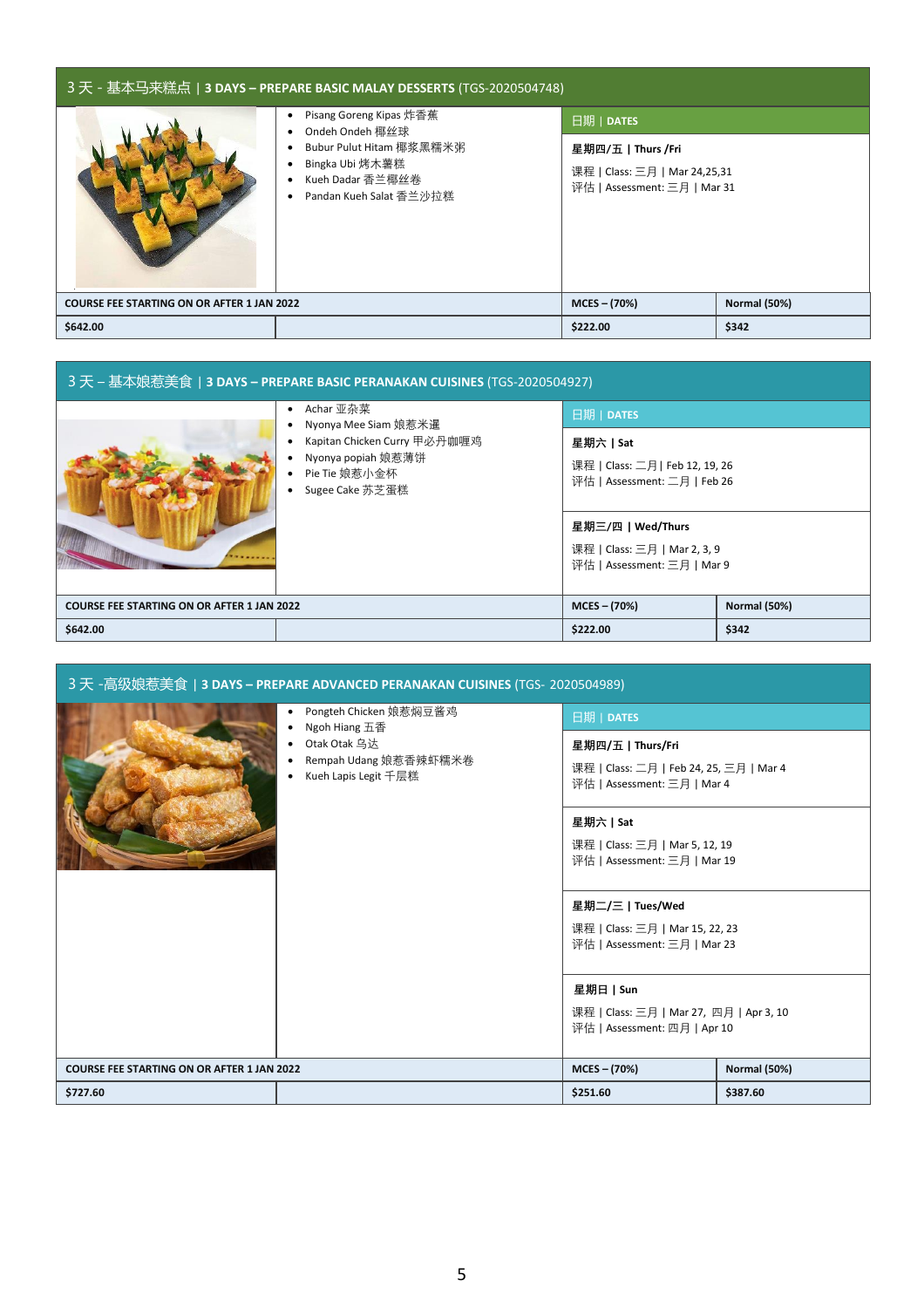## 3 天 - 基本马来糕点 | 3 DAYS – PREPARE BASIC MALAY DESSERTS (TGS-2020504748)

- Pisang Goreng Kipas 炸香蕉
- Ondeh Ondeh 椰丝球
- Bubur Pulut Hitam 椰浆黑糯米粥
- Bingka Ubi 烤木薯糕
- Kueh Dadar 香兰椰丝卷
- Pandan Kueh Salat 香兰沙拉糕

**日期 | DATES**

**星期四/五 | Thurs /Fri**

课程 | Class: 三月 | Mar 24,25,31
评估 | Assessment: 三月 | Mar 31

| COURSE FEE STARTING ON OR AFTER 1 JAN 2022 | | MCES – (70%) | Normal (50%) |
|---|---|---|---|
| $642.00 | | $222.00 | $342 |

## 3 天 – 基本娘惹美食 | 3 DAYS – PREPARE BASIC PERANAKAN CUISINES (TGS-2020504927)

- Achar 亚杂菜
- Nyonya Mee Siam 娘惹米暹
- Kapitan Chicken Curry 甲必丹咖喱鸡
- Nyonya popiah 娘惹薄饼
- Pie Tie 娘惹小金杯
- Sugee Cake 苏芝蛋糕

**日期 | DATES**

**星期六 | Sat**

课程 | Class: 二月 | Feb 12, 19, 26
评估 | Assessment: 二月 | Feb 26

**星期三/四 | Wed/Thurs**

课程 | Class: 三月 | Mar 2, 3, 9
评估 | Assessment: 三月 | Mar 9

| COURSE FEE STARTING ON OR AFTER 1 JAN 2022 | | MCES – (70%) | Normal (50%) |
|---|---|---|---|
| $642.00 | | $222.00 | $342 |

## 3 天 -高级娘惹美食 | 3 DAYS – PREPARE ADVANCED PERANAKAN CUISINES (TGS- 2020504989)

- Pongteh Chicken 娘惹焖豆酱鸡
- Ngoh Hiang 五香
- Otak Otak 乌达
- Rempah Udang 娘惹香辣虾糯米卷
- Kueh Lapis Legit 千层糕

**日期 | DATES**

**星期四/五 | Thurs/Fri**

课程 | Class: 二月 | Feb 24, 25, 三月 | Mar 4
评估 | Assessment: 三月 | Mar 4

**星期六 | Sat**

课程 | Class: 三月 | Mar 5, 12, 19
评估 | Assessment: 三月 | Mar 19

**星期二/三 | Tues/Wed**

课程 | Class: 三月 | Mar 15, 22, 23
评估 | Assessment: 三月 | Mar 23

**星期日 | Sun**

课程 | Class: 三月 | Mar 27, 四月 | Apr 3, 10
评估 | Assessment: 四月 | Apr 10

| COURSE FEE STARTING ON OR AFTER 1 JAN 2022 | | MCES – (70%) | Normal (50%) |
|---|---|---|---|
| $727.60 | | $251.60 | $387.60 |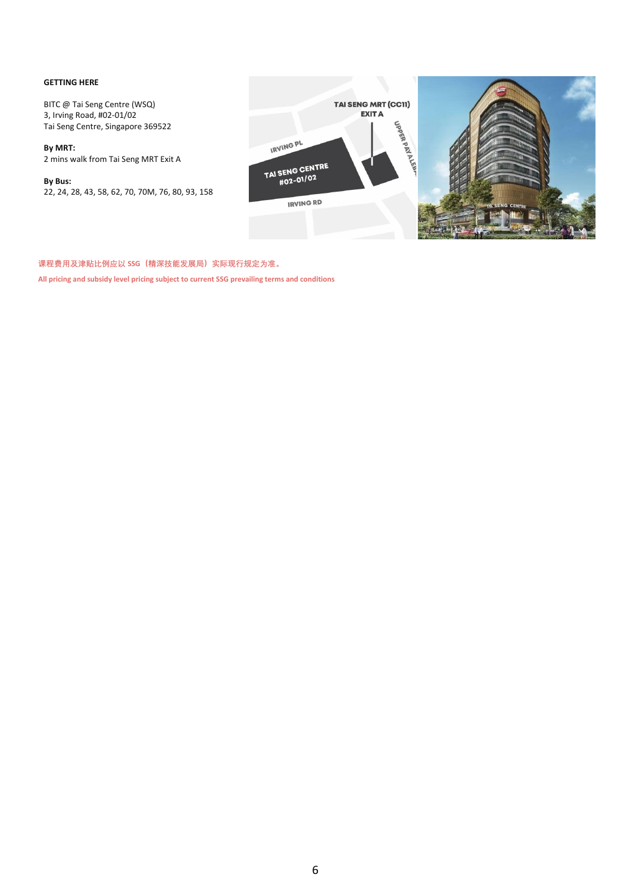**GETTING HERE**

BITC @ Tai Seng Centre (WSQ)
3, Irving Road, #02-01/02
Tai Seng Centre, Singapore 369522

**By MRT:**
2 mins walk from Tai Seng MRT Exit A

**By Bus:**
22, 24, 28, 43, 58, 62, 70, 70M, 76, 80, 93, 158

TAI SENG MRT (CC11)
EXIT A
UPPER PAYA LEBAR
IRVING PL
TAI SENG CENTRE
#02-01/02
IRVING RD

课程费用及津贴比例应以 SSG（精深技能发展局）实际现行规定为准。

**All pricing and subsidy level pricing subject to current SSG prevailing terms and conditions**